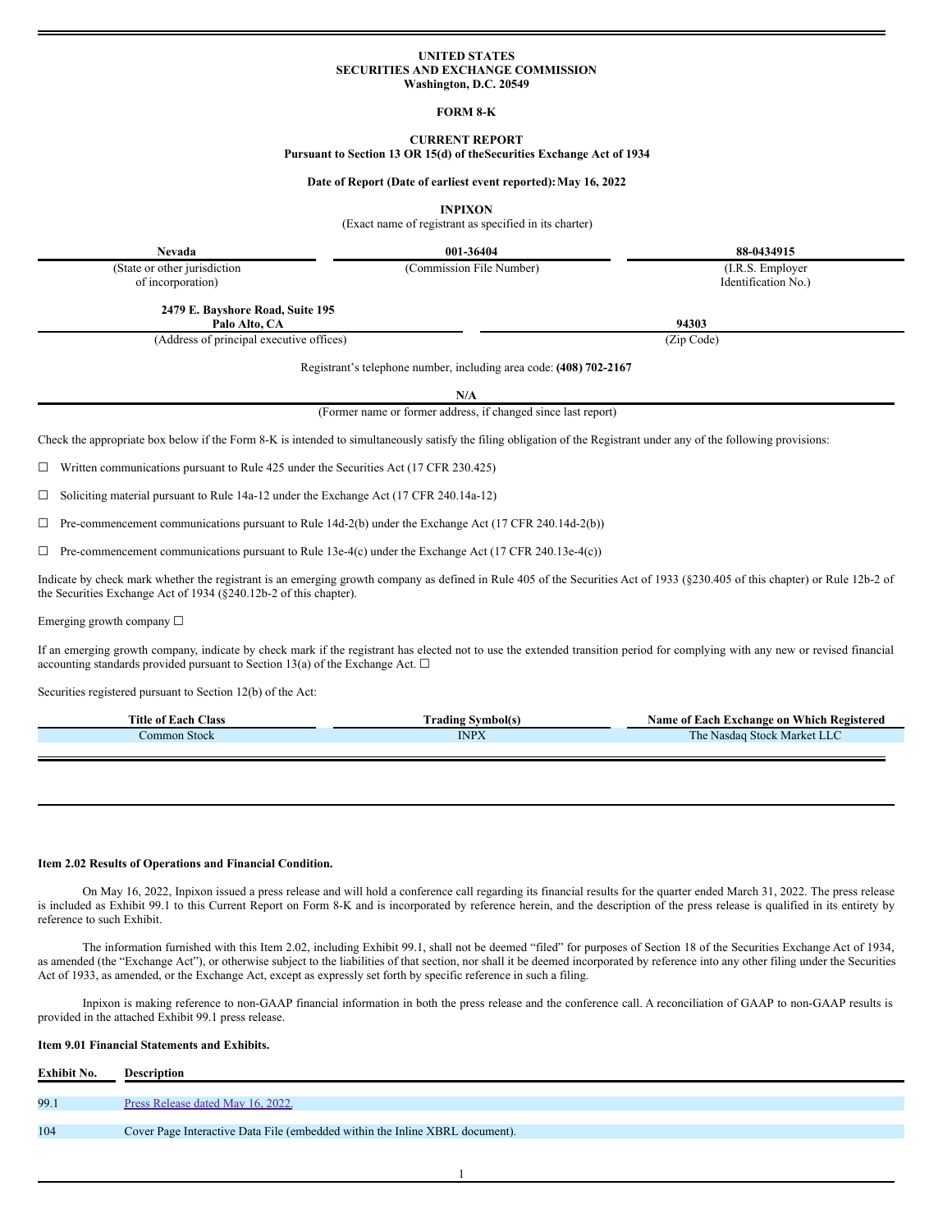**UNITED STATES**
**SECURITIES AND EXCHANGE COMMISSION**
**Washington, D.C. 20549**

**FORM 8-K**

**CURRENT REPORT**
**Pursuant to Section 13 OR 15(d) of theSecurities Exchange Act of 1934**

**Date of Report (Date of earliest event reported): May 16, 2022**

**INPIXON**
(Exact name of registrant as specified in its charter)

| **Nevada** | **001-36404** | **88-0434915** |
|---|---|---|
| (State or other jurisdiction of incorporation) | (Commission File Number) | (I.R.S. Employer Identification No.) |

| **2479 E. Bayshore Road, Suite 195 Palo Alto, CA** | **94303** |
|---|---|
| (Address of principal executive offices) | (Zip Code) |

Registrant's telephone number, including area code: **(408) 702-2167**

**N/A**
(Former name or former address, if changed since last report)

Check the appropriate box below if the Form 8-K is intended to simultaneously satisfy the filing obligation of the Registrant under any of the following provisions:

☐ Written communications pursuant to Rule 425 under the Securities Act (17 CFR 230.425)

☐ Soliciting material pursuant to Rule 14a-12 under the Exchange Act (17 CFR 240.14a-12)

☐ Pre-commencement communications pursuant to Rule 14d-2(b) under the Exchange Act (17 CFR 240.14d-2(b))

☐ Pre-commencement communications pursuant to Rule 13e-4(c) under the Exchange Act (17 CFR 240.13e-4(c))

Indicate by check mark whether the registrant is an emerging growth company as defined in Rule 405 of the Securities Act of 1933 (§230.405 of this chapter) or Rule 12b-2 of the Securities Exchange Act of 1934 (§240.12b-2 of this chapter).

Emerging growth company ☐

If an emerging growth company, indicate by check mark if the registrant has elected not to use the extended transition period for complying with any new or revised financial accounting standards provided pursuant to Section 13(a) of the Exchange Act. ☐

Securities registered pursuant to Section 12(b) of the Act:

| Title of Each Class | Trading Symbol(s) | Name of Each Exchange on Which Registered |
|---|---|---|
| Common Stock | INPX | The Nasdaq Stock Market LLC |

**Item 2.02 Results of Operations and Financial Condition.**

On May 16, 2022, Inpixon issued a press release and will hold a conference call regarding its financial results for the quarter ended March 31, 2022. The press release is included as Exhibit 99.1 to this Current Report on Form 8-K and is incorporated by reference herein, and the description of the press release is qualified in its entirety by reference to such Exhibit.

The information furnished with this Item 2.02, including Exhibit 99.1, shall not be deemed "filed" for purposes of Section 18 of the Securities Exchange Act of 1934, as amended (the "Exchange Act"), or otherwise subject to the liabilities of that section, nor shall it be deemed incorporated by reference into any other filing under the Securities Act of 1933, as amended, or the Exchange Act, except as expressly set forth by specific reference in such a filing.

Inpixon is making reference to non-GAAP financial information in both the press release and the conference call. A reconciliation of GAAP to non-GAAP results is provided in the attached Exhibit 99.1 press release.

**Item 9.01 Financial Statements and Exhibits.**

| Exhibit No. | Description |
|---|---|
| 99.1 | Press Release dated May 16, 2022. |
| 104 | Cover Page Interactive Data File (embedded within the Inline XBRL document). |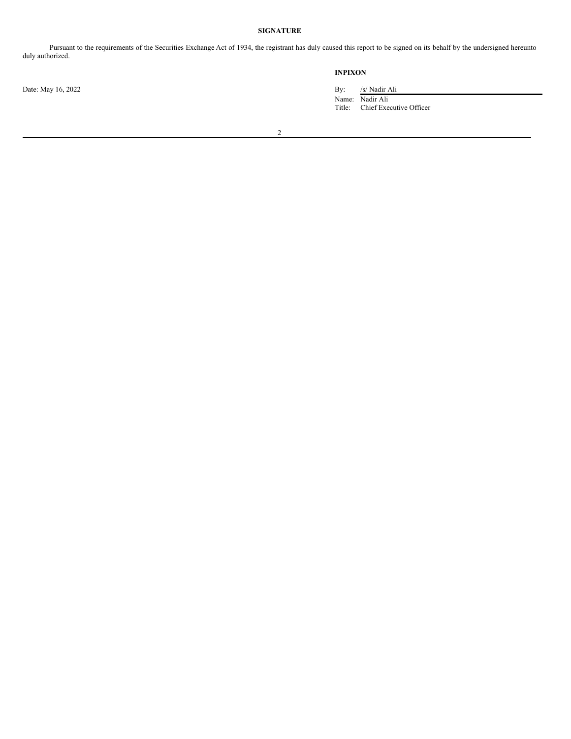**SIGNATURE**

Pursuant to the requirements of the Securities Exchange Act of 1934, the registrant has duly caused this report to be signed on its behalf by the undersigned hereunto duly authorized.

**INPIXON**

Date: May 16, 2022

By: /s/ Nadir Ali
Name: Nadir Ali
Title: Chief Executive Officer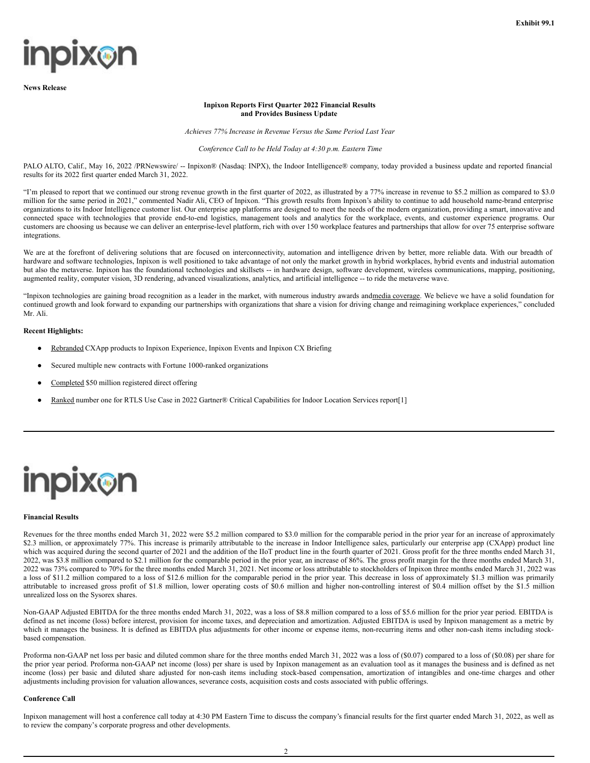**Exhibit 99.1**

**News Release**

**Inpixon Reports First Quarter 2022 Financial Results and Provides Business Update**

*Achieves 77% Increase in Revenue Versus the Same Period Last Year*

*Conference Call to be Held Today at 4:30 p.m. Eastern Time*

PALO ALTO, Calif., May 16, 2022 /PRNewswire/ -- Inpixon® (Nasdaq: INPX), the Indoor Intelligence® company, today provided a business update and reported financial results for its 2022 first quarter ended March 31, 2022.

"I'm pleased to report that we continued our strong revenue growth in the first quarter of 2022, as illustrated by a 77% increase in revenue to $5.2 million as compared to $3.0 million for the same period in 2021," commented Nadir Ali, CEO of Inpixon. "This growth results from Inpixon's ability to continue to add household name-brand enterprise organizations to its Indoor Intelligence customer list. Our enterprise app platforms are designed to meet the needs of the modern organization, providing a smart, innovative and connected space with technologies that provide end-to-end logistics, management tools and analytics for the workplace, events, and customer experience programs. Our customers are choosing us because we can deliver an enterprise-level platform, rich with over 150 workplace features and partnerships that allow for over 75 enterprise software integrations.

We are at the forefront of delivering solutions that are focused on interconnectivity, automation and intelligence driven by better, more reliable data. With our breadth of hardware and software technologies, Inpixon is well positioned to take advantage of not only the market growth in hybrid workplaces, hybrid events and industrial automation but also the metaverse. Inpixon has the foundational technologies and skillsets -- in hardware design, software development, wireless communications, mapping, positioning, augmented reality, computer vision, 3D rendering, advanced visualizations, analytics, and artificial intelligence -- to ride the metaverse wave.

"Inpixon technologies are gaining broad recognition as a leader in the market, with numerous industry awards and media coverage. We believe we have a solid foundation for continued growth and look forward to expanding our partnerships with organizations that share a vision for driving change and reimagining workplace experiences," concluded Mr. Ali.

**Recent Highlights:**

- Rebranded CXApp products to Inpixon Experience, Inpixon Events and Inpixon CX Briefing
- Secured multiple new contracts with Fortune 1000-ranked organizations
- Completed $50 million registered direct offering
- Ranked number one for RTLS Use Case in 2022 Gartner® Critical Capabilities for Indoor Location Services report[1]

**Financial Results**

Revenues for the three months ended March 31, 2022 were $5.2 million compared to $3.0 million for the comparable period in the prior year for an increase of approximately $2.3 million, or approximately 77%. This increase is primarily attributable to the increase in Indoor Intelligence sales, particularly our enterprise app (CXApp) product line which was acquired during the second quarter of 2021 and the addition of the IIoT product line in the fourth quarter of 2021. Gross profit for the three months ended March 31, 2022, was $3.8 million compared to $2.1 million for the comparable period in the prior year, an increase of 86%. The gross profit margin for the three months ended March 31, 2022 was 73% compared to 70% for the three months ended March 31, 2021. Net income or loss attributable to stockholders of Inpixon three months ended March 31, 2022 was a loss of $11.2 million compared to a loss of $12.6 million for the comparable period in the prior year. This decrease in loss of approximately $1.3 million was primarily attributable to increased gross profit of $1.8 million, lower operating costs of $0.6 million and higher non-controlling interest of $0.4 million offset by the $1.5 million unrealized loss on the Sysorex shares.

Non-GAAP Adjusted EBITDA for the three months ended March 31, 2022, was a loss of $8.8 million compared to a loss of $5.6 million for the prior year period. EBITDA is defined as net income (loss) before interest, provision for income taxes, and depreciation and amortization. Adjusted EBITDA is used by Inpixon management as a metric by which it manages the business. It is defined as EBITDA plus adjustments for other income or expense items, non-recurring items and other non-cash items including stock-based compensation.

Proforma non-GAAP net loss per basic and diluted common share for the three months ended March 31, 2022 was a loss of ($0.07) compared to a loss of ($0.08) per share for the prior year period. Proforma non-GAAP net income (loss) per share is used by Inpixon management as an evaluation tool as it manages the business and is defined as net income (loss) per basic and diluted share adjusted for non-cash items including stock-based compensation, amortization of intangibles and one-time charges and other adjustments including provision for valuation allowances, severance costs, acquisition costs and costs associated with public offerings.

**Conference Call**

Inpixon management will host a conference call today at 4:30 PM Eastern Time to discuss the company's financial results for the first quarter ended March 31, 2022, as well as to review the company's corporate progress and other developments.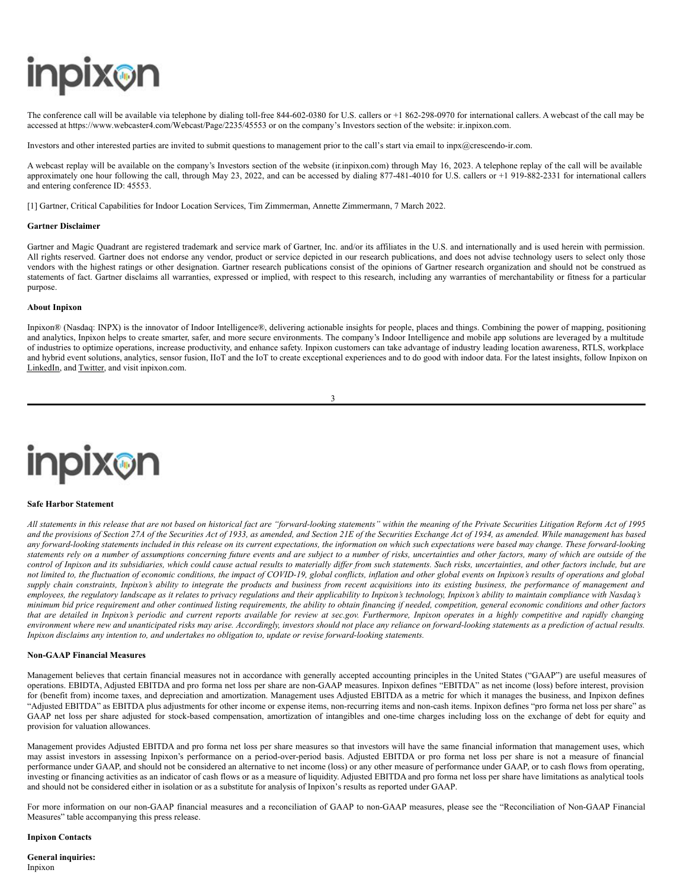The conference call will be available via telephone by dialing toll-free 844-602-0380 for U.S. callers or +1 862-298-0970 for international callers. A webcast of the call may be accessed at https://www.webcaster4.com/Webcast/Page/2235/45553 or on the company's Investors section of the website: ir.inpixon.com.

Investors and other interested parties are invited to submit questions to management prior to the call's start via email to inpx@crescendo-ir.com.

A webcast replay will be available on the company's Investors section of the website (ir.inpixon.com) through May 16, 2023. A telephone replay of the call will be available approximately one hour following the call, through May 23, 2022, and can be accessed by dialing 877-481-4010 for U.S. callers or +1 919-882-2331 for international callers and entering conference ID: 45553.

[1] Gartner, Critical Capabilities for Indoor Location Services, Tim Zimmerman, Annette Zimmermann, 7 March 2022.

**Gartner Disclaimer**

Gartner and Magic Quadrant are registered trademark and service mark of Gartner, Inc. and/or its affiliates in the U.S. and internationally and is used herein with permission. All rights reserved. Gartner does not endorse any vendor, product or service depicted in our research publications, and does not advise technology users to select only those vendors with the highest ratings or other designation. Gartner research publications consist of the opinions of Gartner research organization and should not be construed as statements of fact. Gartner disclaims all warranties, expressed or implied, with respect to this research, including any warranties of merchantability or fitness for a particular purpose.

**About Inpixon**

Inpixon® (Nasdaq: INPX) is the innovator of Indoor Intelligence®, delivering actionable insights for people, places and things. Combining the power of mapping, positioning and analytics, Inpixon helps to create smarter, safer, and more secure environments. The company's Indoor Intelligence and mobile app solutions are leveraged by a multitude of industries to optimize operations, increase productivity, and enhance safety. Inpixon customers can take advantage of industry leading location awareness, RTLS, workplace and hybrid event solutions, analytics, sensor fusion, IIoT and the IoT to create exceptional experiences and to do good with indoor data. For the latest insights, follow Inpixon on LinkedIn, and Twitter, and visit inpixon.com.

**Safe Harbor Statement**

*All statements in this release that are not based on historical fact are "forward-looking statements" within the meaning of the Private Securities Litigation Reform Act of 1995 and the provisions of Section 27A of the Securities Act of 1933, as amended, and Section 21E of the Securities Exchange Act of 1934, as amended. While management has based any forward-looking statements included in this release on its current expectations, the information on which such expectations were based may change. These forward-looking statements rely on a number of assumptions concerning future events and are subject to a number of risks, uncertainties and other factors, many of which are outside of the control of Inpixon and its subsidiaries, which could cause actual results to materially differ from such statements. Such risks, uncertainties, and other factors include, but are not limited to, the fluctuation of economic conditions, the impact of COVID-19, global conflicts, inflation and other global events on Inpixon's results of operations and global supply chain constraints, Inpixon's ability to integrate the products and business from recent acquisitions into its existing business, the performance of management and employees, the regulatory landscape as it relates to privacy regulations and their applicability to Inpixon's technology, Inpixon's ability to maintain compliance with Nasdaq's minimum bid price requirement and other continued listing requirements, the ability to obtain financing if needed, competition, general economic conditions and other factors that are detailed in Inpixon's periodic and current reports available for review at sec.gov. Furthermore, Inpixon operates in a highly competitive and rapidly changing environment where new and unanticipated risks may arise. Accordingly, investors should not place any reliance on forward-looking statements as a prediction of actual results. Inpixon disclaims any intention to, and undertakes no obligation to, update or revise forward-looking statements.*

**Non-GAAP Financial Measures**

Management believes that certain financial measures not in accordance with generally accepted accounting principles in the United States ("GAAP") are useful measures of operations. EBIDTA, Adjusted EBITDA and pro forma net loss per share are non-GAAP measures. Inpixon defines "EBITDA" as net income (loss) before interest, provision for (benefit from) income taxes, and depreciation and amortization. Management uses Adjusted EBITDA as a metric for which it manages the business, and Inpixon defines "Adjusted EBITDA" as EBITDA plus adjustments for other income or expense items, non-recurring items and non-cash items. Inpixon defines "pro forma net loss per share" as GAAP net loss per share adjusted for stock-based compensation, amortization of intangibles and one-time charges including loss on the exchange of debt for equity and provision for valuation allowances.

Management provides Adjusted EBITDA and pro forma net loss per share measures so that investors will have the same financial information that management uses, which may assist investors in assessing Inpixon's performance on a period-over-period basis. Adjusted EBITDA or pro forma net loss per share is not a measure of financial performance under GAAP, and should not be considered an alternative to net income (loss) or any other measure of performance under GAAP, or to cash flows from operating, investing or financing activities as an indicator of cash flows or as a measure of liquidity. Adjusted EBITDA and pro forma net loss per share have limitations as analytical tools and should not be considered either in isolation or as a substitute for analysis of Inpixon's results as reported under GAAP.

For more information on our non-GAAP financial measures and a reconciliation of GAAP to non-GAAP measures, please see the "Reconciliation of Non-GAAP Financial Measures" table accompanying this press release.

**Inpixon Contacts**

**General inquiries:**
Inpixon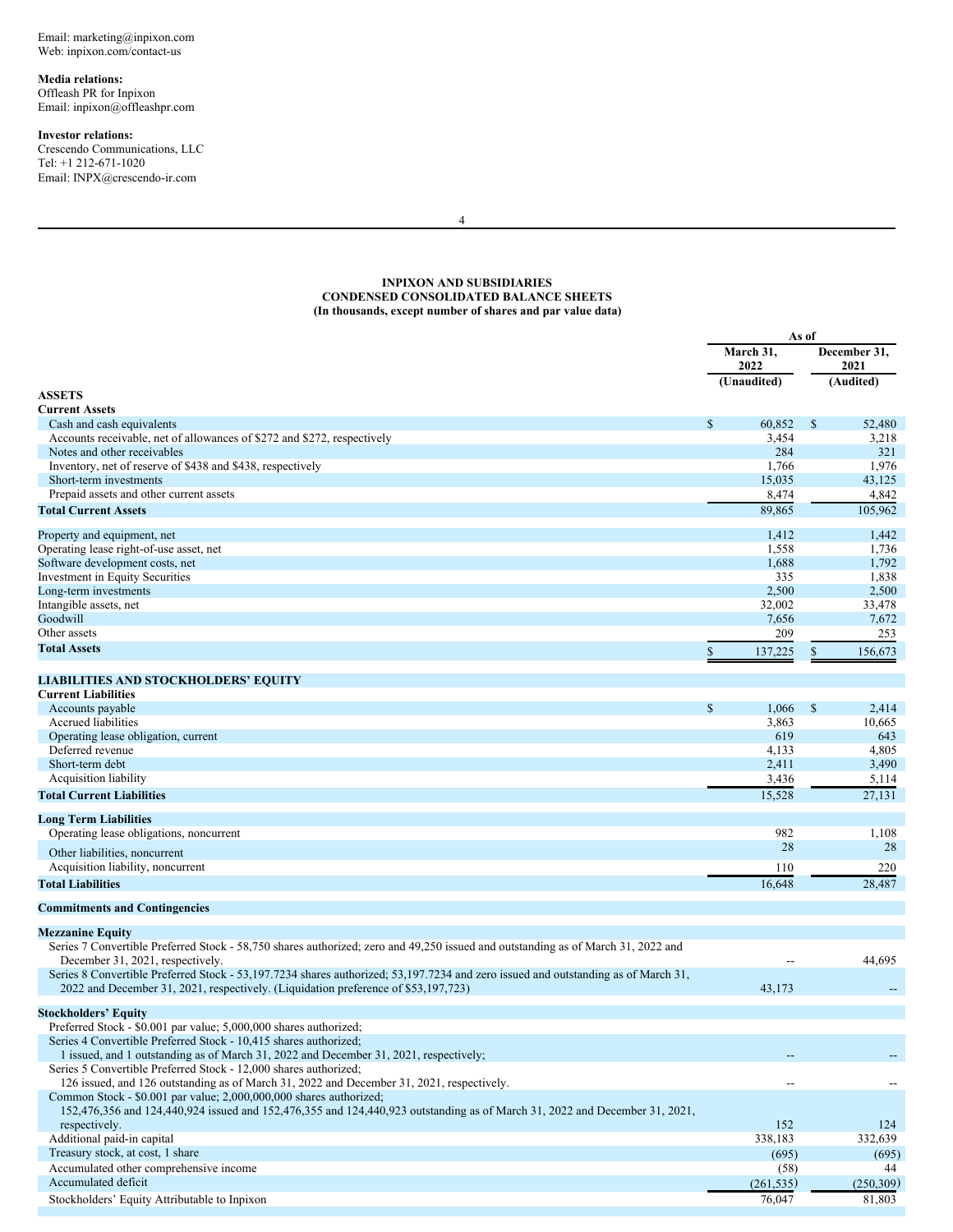Email: marketing@inpixon.com
Web: inpixon.com/contact-us

**Media relations:**
Offleash PR for Inpixon
Email: inpixon@offleashpr.com

**Investor relations:**
Crescendo Communications, LLC
Tel: +1 212-671-1020
Email: INPX@crescendo-ir.com

**INPIXON AND SUBSIDIARIES**
**CONDENSED CONSOLIDATED BALANCE SHEETS**
**(In thousands, except number of shares and par value data)**

| | As of | |
|---|---|---|
| | March 31, 2022 (Unaudited) | December 31, 2021 (Audited) |
| **ASSETS** | | |
| **Current Assets** | | |
| Cash and cash equivalents | $ 60,852 | $ 52,480 |
| Accounts receivable, net of allowances of $272 and $272, respectively | 3,454 | 3,218 |
| Notes and other receivables | 284 | 321 |
| Inventory, net of reserve of $438 and $438, respectively | 1,766 | 1,976 |
| Short-term investments | 15,035 | 43,125 |
| Prepaid assets and other current assets | 8,474 | 4,842 |
| **Total Current Assets** | 89,865 | 105,962 |
| Property and equipment, net | 1,412 | 1,442 |
| Operating lease right-of-use asset, net | 1,558 | 1,736 |
| Software development costs, net | 1,688 | 1,792 |
| Investment in Equity Securities | 335 | 1,838 |
| Long-term investments | 2,500 | 2,500 |
| Intangible assets, net | 32,002 | 33,478 |
| Goodwill | 7,656 | 7,672 |
| Other assets | 209 | 253 |
| **Total Assets** | $ 137,225 | $ 156,673 |
| **LIABILITIES AND STOCKHOLDERS' EQUITY** | | |
| **Current Liabilities** | | |
| Accounts payable | $ 1,066 | $ 2,414 |
| Accrued liabilities | 3,863 | 10,665 |
| Operating lease obligation, current | 619 | 643 |
| Deferred revenue | 4,133 | 4,805 |
| Short-term debt | 2,411 | 3,490 |
| Acquisition liability | 3,436 | 5,114 |
| **Total Current Liabilities** | 15,528 | 27,131 |
| **Long Term Liabilities** | | |
| Operating lease obligations, noncurrent | 982 | 1,108 |
| Other liabilities, noncurrent | 28 | 28 |
| Acquisition liability, noncurrent | 110 | 220 |
| **Total Liabilities** | 16,648 | 28,487 |
| **Commitments and Contingencies** | | |
| **Mezzanine Equity** | | |
| Series 7 Convertible Preferred Stock - 58,750 shares authorized; zero and 49,250 issued and outstanding as of March 31, 2022 and December 31, 2021, respectively. | -- | 44,695 |
| Series 8 Convertible Preferred Stock - 53,197.7234 shares authorized; 53,197.7234 and zero issued and outstanding as of March 31, 2022 and December 31, 2021, respectively. (Liquidation preference of $53,197,723) | 43,173 | -- |
| **Stockholders' Equity** | | |
| Preferred Stock - $0.001 par value; 5,000,000 shares authorized; | | |
| Series 4 Convertible Preferred Stock - 10,415 shares authorized; 1 issued, and 1 outstanding as of March 31, 2022 and December 31, 2021, respectively; | -- | -- |
| Series 5 Convertible Preferred Stock - 12,000 shares authorized; 126 issued, and 126 outstanding as of March 31, 2022 and December 31, 2021, respectively. | -- | -- |
| Common Stock - $0.001 par value; 2,000,000,000 shares authorized; 152,476,356 and 124,440,924 issued and 152,476,355 and 124,440,923 outstanding as of March 31, 2022 and December 31, 2021, respectively. | 152 | 124 |
| Additional paid-in capital | 338,183 | 332,639 |
| Treasury stock, at cost, 1 share | (695) | (695) |
| Accumulated other comprehensive income | (58) | 44 |
| Accumulated deficit | (261,535) | (250,309) |
| Stockholders' Equity Attributable to Inpixon | 76,047 | 81,803 |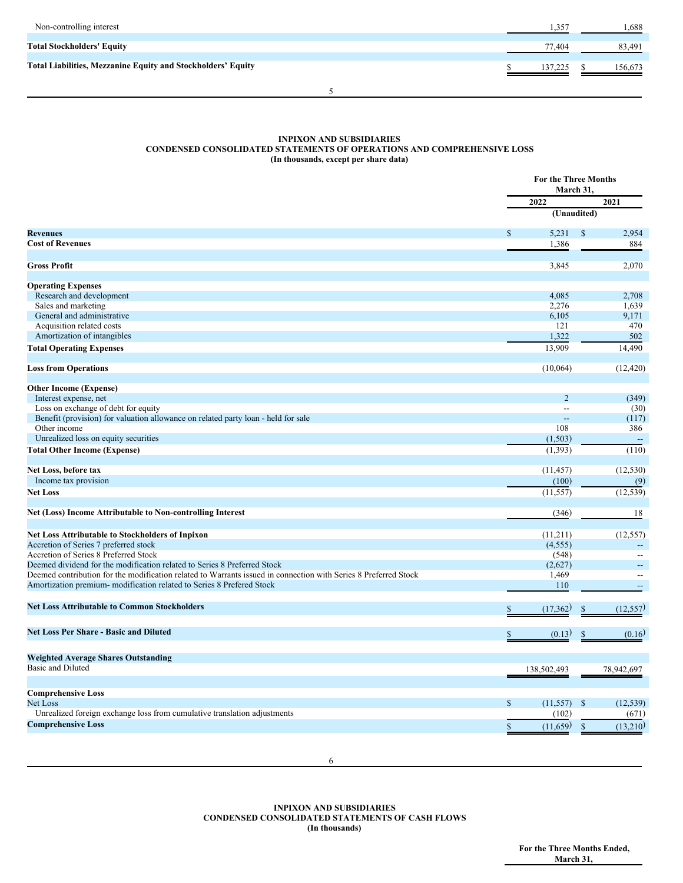| | | |
|---|---|---|
| Non-controlling interest | 1,357 | 1,688 |
| **Total Stockholders' Equity** | 77,404 | 83,491 |
| **Total Liabilities, Mezzanine Equity and Stockholders' Equity** | $ 137,225 | $ 156,673 |

**INPIXON AND SUBSIDIARIES**
**CONDENSED CONSOLIDATED STATEMENTS OF OPERATIONS AND COMPREHENSIVE LOSS**
**(In thousands, except per share data)**

| | For the Three Months March 31, | |
|---|---|---|
| | 2022 | 2021 |
| | (Unaudited) | |
| **Revenues** | $ 5,231 | $ 2,954 |
| **Cost of Revenues** | 1,386 | 884 |
| **Gross Profit** | 3,845 | 2,070 |
| **Operating Expenses** | | |
| Research and development | 4,085 | 2,708 |
| Sales and marketing | 2,276 | 1,639 |
| General and administrative | 6,105 | 9,171 |
| Acquisition related costs | 121 | 470 |
| Amortization of intangibles | 1,322 | 502 |
| **Total Operating Expenses** | 13,909 | 14,490 |
| **Loss from Operations** | (10,064) | (12,420) |
| **Other Income (Expense)** | | |
| Interest expense, net | 2 | (349) |
| Loss on exchange of debt for equity | -- | (30) |
| Benefit (provision) for valuation allowance on related party loan - held for sale | -- | (117) |
| Other income | 108 | 386 |
| Unrealized loss on equity securities | (1,503) | -- |
| **Total Other Income (Expense)** | (1,393) | (110) |
| **Net Loss, before tax** | (11,457) | (12,530) |
| Income tax provision | (100) | (9) |
| **Net Loss** | (11,557) | (12,539) |
| **Net (Loss) Income Attributable to Non-controlling Interest** | (346) | 18 |
| **Net Loss Attributable to Stockholders of Inpixon** | (11,211) | (12,557) |
| Accretion of Series 7 preferred stock | (4,555) | -- |
| Accretion of Series 8 Preferred Stock | (548) | -- |
| Deemed dividend for the modification related to Series 8 Preferred Stock | (2,627) | -- |
| Deemed contribution for the modification related to Warrants issued in connection with Series 8 Preferred Stock | 1,469 | -- |
| Amortization premium- modification related to Series 8 Prefered Stock | 110 | -- |
| **Net Loss Attributable to Common Stockholders** | $ (17,362) | $ (12,557) |
| **Net Loss Per Share - Basic and Diluted** | $ (0.13) | $ (0.16) |
| **Weighted Average Shares Outstanding** | | |
| Basic and Diluted | 138,502,493 | 78,942,697 |
| **Comprehensive Loss** | | |
| Net Loss | $ (11,557) | $ (12,539) |
| Unrealized foreign exchange loss from cumulative translation adjustments | (102) | (671) |
| **Comprehensive Loss** | $ (11,659) | $ (13,210) |

**INPIXON AND SUBSIDIARIES**
**CONDENSED CONSOLIDATED STATEMENTS OF CASH FLOWS**
**(In thousands)**

| | For the Three Months Ended, March 31, |
|---|---|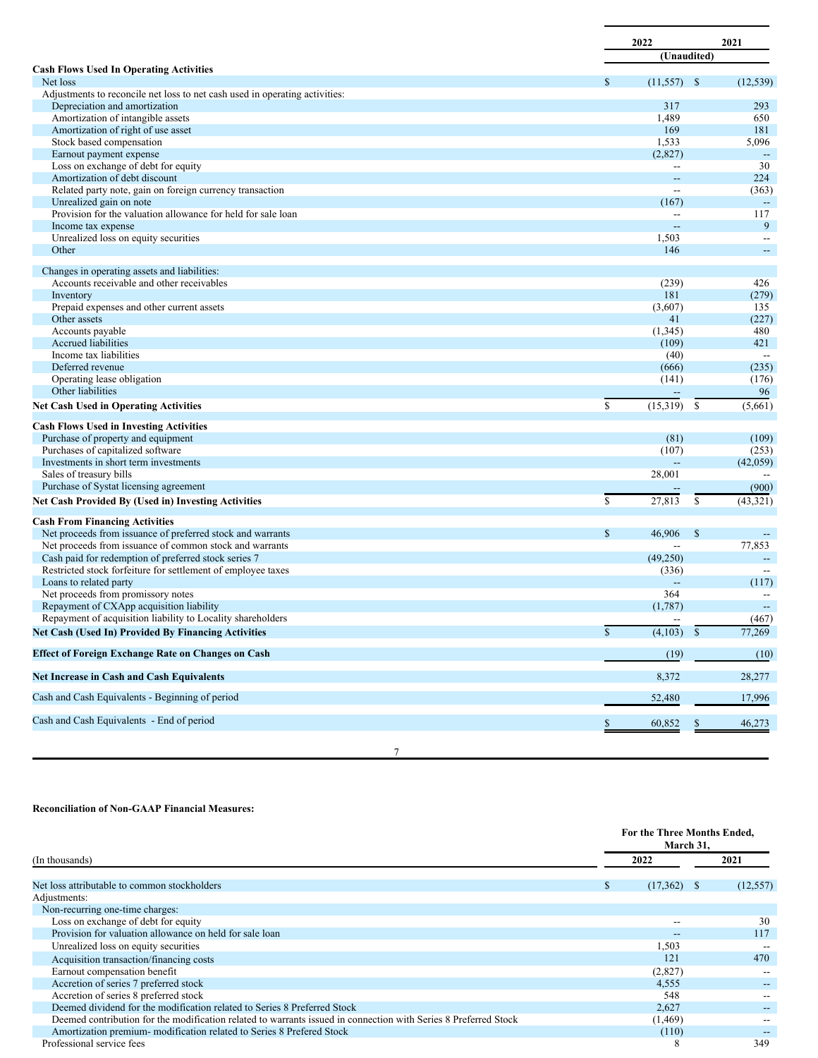| | 2022 | 2021 |
|---|---|---|
| | (Unaudited) | |
| **Cash Flows Used In Operating Activities** | | |
| Net loss | $ (11,557) | $ (12,539) |
| Adjustments to reconcile net loss to net cash used in operating activities: | | |
| Depreciation and amortization | 317 | 293 |
| Amortization of intangible assets | 1,489 | 650 |
| Amortization of right of use asset | 169 | 181 |
| Stock based compensation | 1,533 | 5,096 |
| Earnout payment expense | (2,827) | -- |
| Loss on exchange of debt for equity | -- | 30 |
| Amortization of debt discount | -- | 224 |
| Related party note, gain on foreign currency transaction | -- | (363) |
| Unrealized gain on note | (167) | -- |
| Provision for the valuation allowance for held for sale loan | -- | 117 |
| Income tax expense | -- | 9 |
| Unrealized loss on equity securities | 1,503 | -- |
| Other | 146 | -- |
| Changes in operating assets and liabilities: | | |
| Accounts receivable and other receivables | (239) | 426 |
| Inventory | 181 | (279) |
| Prepaid expenses and other current assets | (3,607) | 135 |
| Other assets | 41 | (227) |
| Accounts payable | (1,345) | 480 |
| Accrued liabilities | (109) | 421 |
| Income tax liabilities | (40) | -- |
| Deferred revenue | (666) | (235) |
| Operating lease obligation | (141) | (176) |
| Other liabilities | -- | 96 |
| **Net Cash Used in Operating Activities** | $ (15,319) | $ (5,661) |
| **Cash Flows Used in Investing Activities** | | |
| Purchase of property and equipment | (81) | (109) |
| Purchases of capitalized software | (107) | (253) |
| Investments in short term investments | -- | (42,059) |
| Sales of treasury bills | 28,001 | -- |
| Purchase of Systat licensing agreement | -- | (900) |
| **Net Cash Provided By (Used in) Investing Activities** | $ 27,813 | $ (43,321) |
| **Cash From Financing Activities** | | |
| Net proceeds from issuance of preferred stock and warrants | $ 46,906 | $ -- |
| Net proceeds from issuance of common stock and warrants | -- | 77,853 |
| Cash paid for redemption of preferred stock series 7 | (49,250) | -- |
| Restricted stock forfeiture for settlement of employee taxes | (336) | -- |
| Loans to related party | -- | (117) |
| Net proceeds from promissory notes | 364 | -- |
| Repayment of CXApp acquisition liability | (1,787) | -- |
| Repayment of acquisition liability to Locality shareholders | -- | (467) |
| **Net Cash (Used In) Provided By Financing Activities** | $ (4,103) | $ 77,269 |
| **Effect of Foreign Exchange Rate on Changes on Cash** | (19) | (10) |
| **Net Increase in Cash and Cash Equivalents** | 8,372 | 28,277 |
| Cash and Cash Equivalents - Beginning of period | 52,480 | 17,996 |
| Cash and Cash Equivalents - End of period | $ 60,852 | $ 46,273 |

**Reconciliation of Non-GAAP Financial Measures:**

| (In thousands) | For the Three Months Ended, March 31, 2022 | 2021 |
|---|---|---|
| Net loss attributable to common stockholders | $ (17,362) | $ (12,557) |
| Adjustments: | | |
| Non-recurring one-time charges: | | |
| Loss on exchange of debt for equity | -- | 30 |
| Provision for valuation allowance on held for sale loan | -- | 117 |
| Unrealized loss on equity securities | 1,503 | -- |
| Acquisition transaction/financing costs | 121 | 470 |
| Earnout compensation benefit | (2,827) | -- |
| Accretion of series 7 preferred stock | 4,555 | -- |
| Accretion of series 8 preferred stock | 548 | -- |
| Deemed dividend for the modification related to Series 8 Preferred Stock | 2,627 | -- |
| Deemed contribution for the modification related to warrants issued in connection with Series 8 Preferred Stock | (1,469) | -- |
| Amortization premium- modification related to Series 8 Prefered Stock | (110) | -- |
| Professional service fees | 8 | 349 |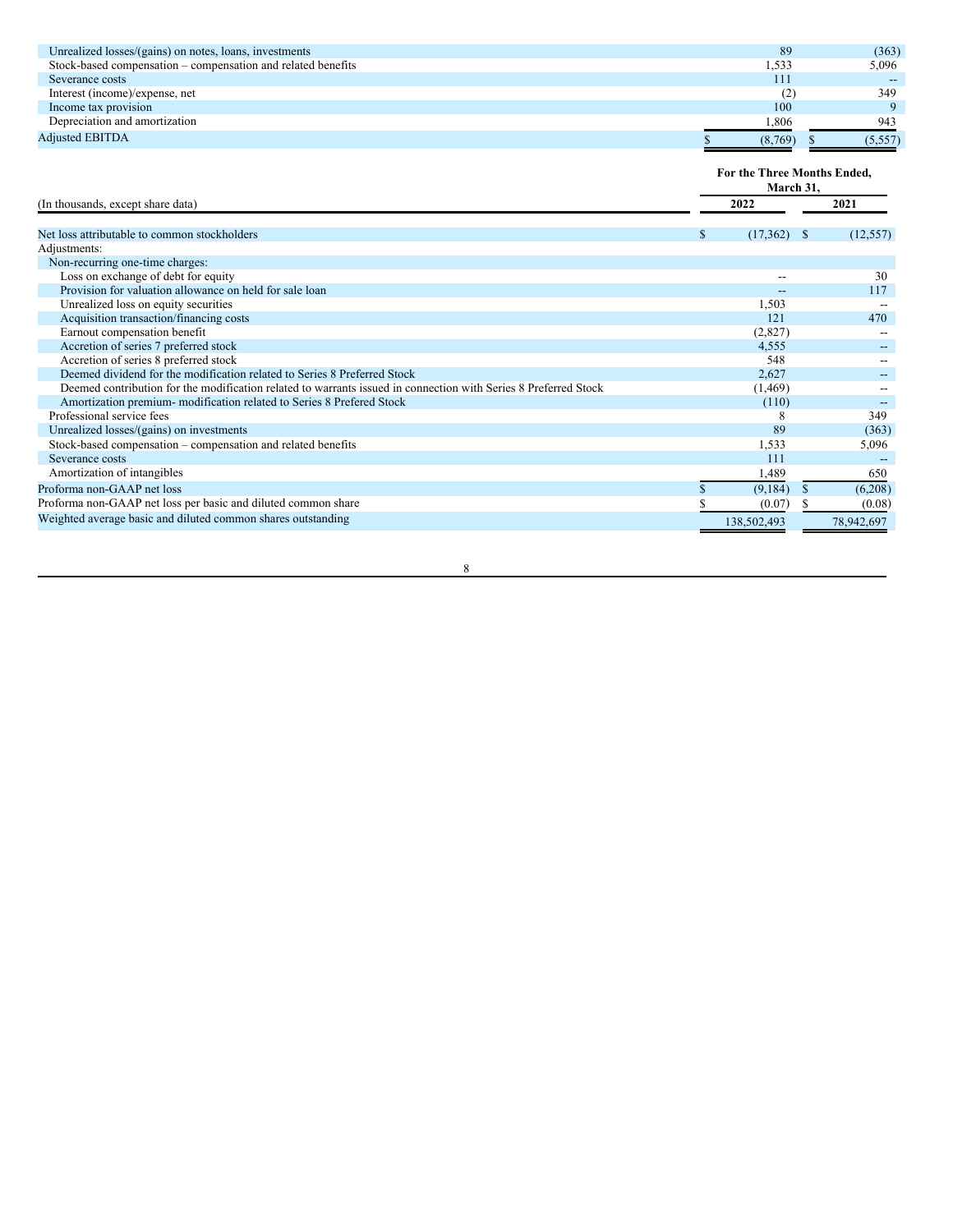| | | |
|---|---|---|
| Unrealized losses/(gains) on notes, loans, investments | 89 | (363) |
| Stock-based compensation – compensation and related benefits | 1,533 | 5,096 |
| Severance costs | 111 | -- |
| Interest (income)/expense, net | (2) | 349 |
| Income tax provision | 100 | 9 |
| Depreciation and amortization | 1,806 | 943 |
| Adjusted EBITDA | $ (8,769) | $ (5,557) |

| (In thousands, except share data) | For the Three Months Ended, March 31, 2022 | 2021 |
|---|---|---|
| Net loss attributable to common stockholders | $ (17,362) | $ (12,557) |
| Adjustments: | | |
| Non-recurring one-time charges: | | |
| Loss on exchange of debt for equity | -- | 30 |
| Provision for valuation allowance on held for sale loan | -- | 117 |
| Unrealized loss on equity securities | 1,503 | -- |
| Acquisition transaction/financing costs | 121 | 470 |
| Earnout compensation benefit | (2,827) | -- |
| Accretion of series 7 preferred stock | 4,555 | -- |
| Accretion of series 8 preferred stock | 548 | -- |
| Deemed dividend for the modification related to Series 8 Preferred Stock | 2,627 | -- |
| Deemed contribution for the modification related to warrants issued in connection with Series 8 Preferred Stock | (1,469) | -- |
| Amortization premium- modification related to Series 8 Prefered Stock | (110) | -- |
| Professional service fees | 8 | 349 |
| Unrealized losses/(gains) on investments | 89 | (363) |
| Stock-based compensation – compensation and related benefits | 1,533 | 5,096 |
| Severance costs | 111 | -- |
| Amortization of intangibles | 1,489 | 650 |
| Proforma non-GAAP net loss | $ (9,184) | $ (6,208) |
| Proforma non-GAAP net loss per basic and diluted common share | $ (0.07) | $ (0.08) |
| Weighted average basic and diluted common shares outstanding | 138,502,493 | 78,942,697 |